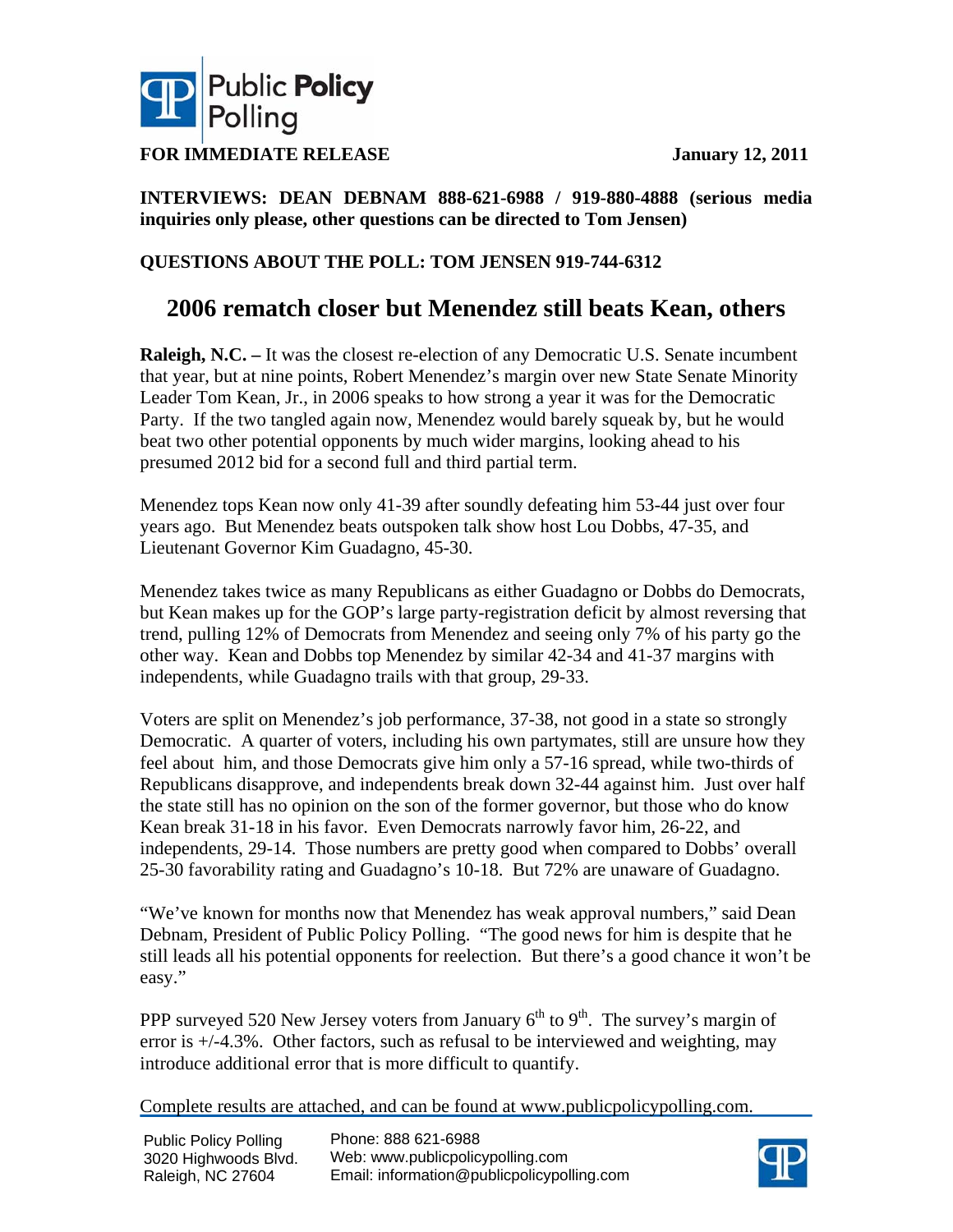Public Policy Polling

**FOR IMMEDIATE RELEASE** **January 12, 2011**

**INTERVIEWS: DEAN DEBNAM 888-621-6988 / 919-880-4888 (serious media inquiries only please, other questions can be directed to Tom Jensen)**

**QUESTIONS ABOUT THE POLL: TOM JENSEN 919-744-6312**

# 2006 rematch closer but Menendez still beats Kean, others

**Raleigh, N.C. –** It was the closest re-election of any Democratic U.S. Senate incumbent that year, but at nine points, Robert Menendez's margin over new State Senate Minority Leader Tom Kean, Jr., in 2006 speaks to how strong a year it was for the Democratic Party. If the two tangled again now, Menendez would barely squeak by, but he would beat two other potential opponents by much wider margins, looking ahead to his presumed 2012 bid for a second full and third partial term.

Menendez tops Kean now only 41-39 after soundly defeating him 53-44 just over four years ago. But Menendez beats outspoken talk show host Lou Dobbs, 47-35, and Lieutenant Governor Kim Guadagno, 45-30.

Menendez takes twice as many Republicans as either Guadagno or Dobbs do Democrats, but Kean makes up for the GOP's large party-registration deficit by almost reversing that trend, pulling 12% of Democrats from Menendez and seeing only 7% of his party go the other way. Kean and Dobbs top Menendez by similar 42-34 and 41-37 margins with independents, while Guadagno trails with that group, 29-33.

Voters are split on Menendez's job performance, 37-38, not good in a state so strongly Democratic. A quarter of voters, including his own partymates, still are unsure how they feel about him, and those Democrats give him only a 57-16 spread, while two-thirds of Republicans disapprove, and independents break down 32-44 against him. Just over half the state still has no opinion on the son of the former governor, but those who do know Kean break 31-18 in his favor. Even Democrats narrowly favor him, 26-22, and independents, 29-14. Those numbers are pretty good when compared to Dobbs' overall 25-30 favorability rating and Guadagno's 10-18. But 72% are unaware of Guadagno.

"We've known for months now that Menendez has weak approval numbers," said Dean Debnam, President of Public Policy Polling. "The good news for him is despite that he still leads all his potential opponents for reelection. But there's a good chance it won't be easy."

PPP surveyed 520 New Jersey voters from January 6th to 9th. The survey's margin of error is +/-4.3%. Other factors, such as refusal to be interviewed and weighting, may introduce additional error that is more difficult to quantify.

Complete results are attached, and can be found at www.publicpolicypolling.com.

Public Policy Polling
3020 Highwoods Blvd.
Raleigh, NC 27604

Phone: 888 621-6988
Web: www.publicpolicypolling.com
Email: information@publicpolicypolling.com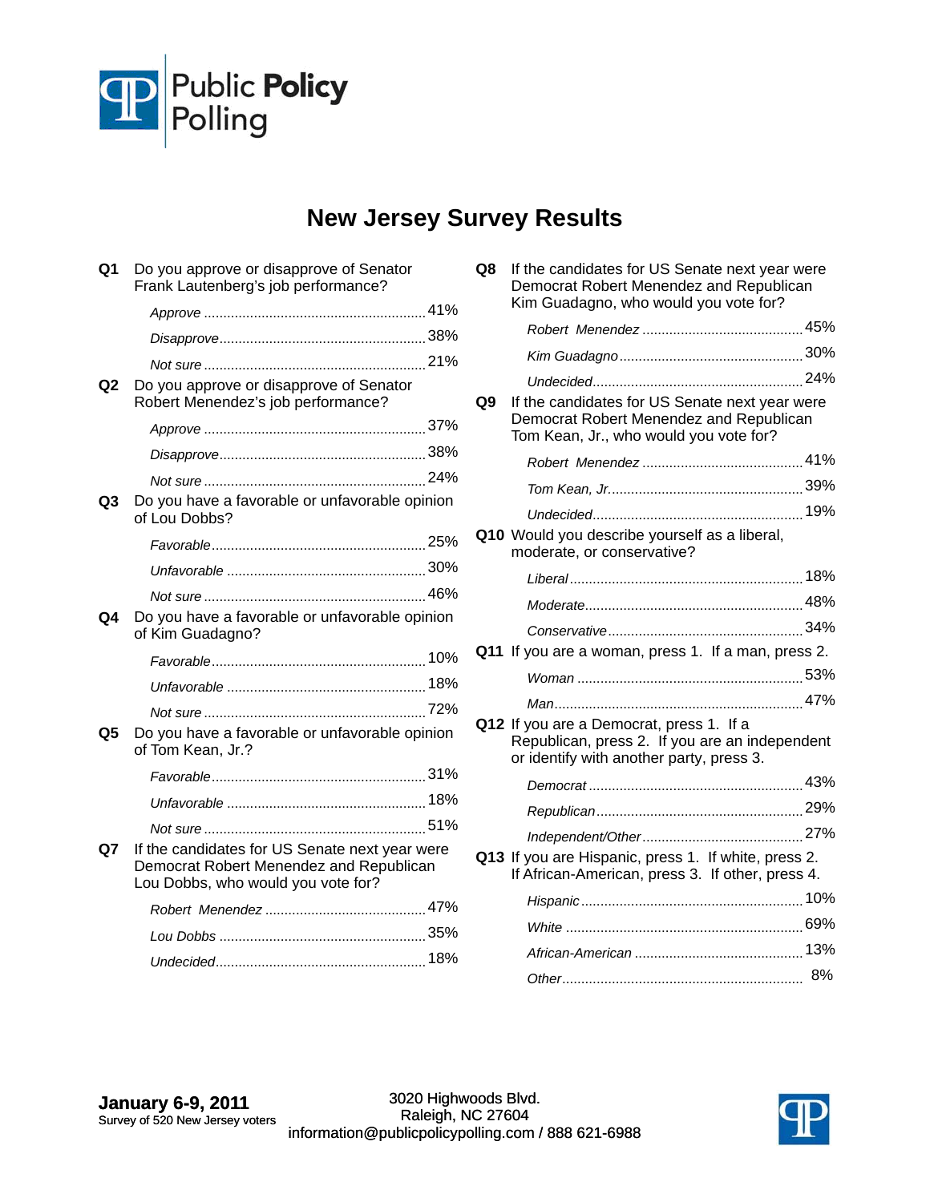Public Policy Polling

# New Jersey Survey Results

**Q1** Do you approve or disapprove of Senator Frank Lautenberg's job performance?

| | |
|---|---|
| *Approve* | 41% |
| *Disapprove* | 38% |
| *Not sure* | 21% |

**Q2** Do you approve or disapprove of Senator Robert Menendez's job performance?

| | |
|---|---|
| *Approve* | 37% |
| *Disapprove* | 38% |
| *Not sure* | 24% |

**Q3** Do you have a favorable or unfavorable opinion of Lou Dobbs?

| | |
|---|---|
| *Favorable* | 25% |
| *Unfavorable* | 30% |
| *Not sure* | 46% |

**Q4** Do you have a favorable or unfavorable opinion of Kim Guadagno?

| | |
|---|---|
| *Favorable* | 10% |
| *Unfavorable* | 18% |
| *Not sure* | 72% |

**Q5** Do you have a favorable or unfavorable opinion of Tom Kean, Jr.?

| | |
|---|---|
| *Favorable* | 31% |
| *Unfavorable* | 18% |
| *Not sure* | 51% |

**Q7** If the candidates for US Senate next year were Democrat Robert Menendez and Republican Lou Dobbs, who would you vote for?

| | |
|---|---|
| *Robert Menendez* | 47% |
| *Lou Dobbs* | 35% |
| *Undecided* | 18% |

**Q8** If the candidates for US Senate next year were Democrat Robert Menendez and Republican Kim Guadagno, who would you vote for?

| | |
|---|---|
| *Robert Menendez* | 45% |
| *Kim Guadagno* | 30% |
| *Undecided* | 24% |

**Q9** If the candidates for US Senate next year were Democrat Robert Menendez and Republican Tom Kean, Jr., who would you vote for?

| | |
|---|---|
| *Robert Menendez* | 41% |
| *Tom Kean, Jr.* | 39% |
| *Undecided* | 19% |

**Q10** Would you describe yourself as a liberal, moderate, or conservative?

| | |
|---|---|
| *Liberal* | 18% |
| *Moderate* | 48% |
| *Conservative* | 34% |

**Q11** If you are a woman, press 1. If a man, press 2.

| | |
|---|---|
| *Woman* | 53% |
| *Man* | 47% |

**Q12** If you are a Democrat, press 1. If a Republican, press 2. If you are an independent or identify with another party, press 3.

| | |
|---|---|
| *Democrat* | 43% |
| *Republican* | 29% |
| *Independent/Other* | 27% |

**Q13** If you are Hispanic, press 1. If white, press 2. If African-American, press 3. If other, press 4.

| | |
|---|---|
| *Hispanic* | 10% |
| *White* | 69% |
| *African-American* | 13% |
| *Other* | 8% |

**January 6-9, 2011**
Survey of 520 New Jersey voters

3020 Highwoods Blvd.
Raleigh, NC 27604
information@publicpolicypolling.com / 888 621-6988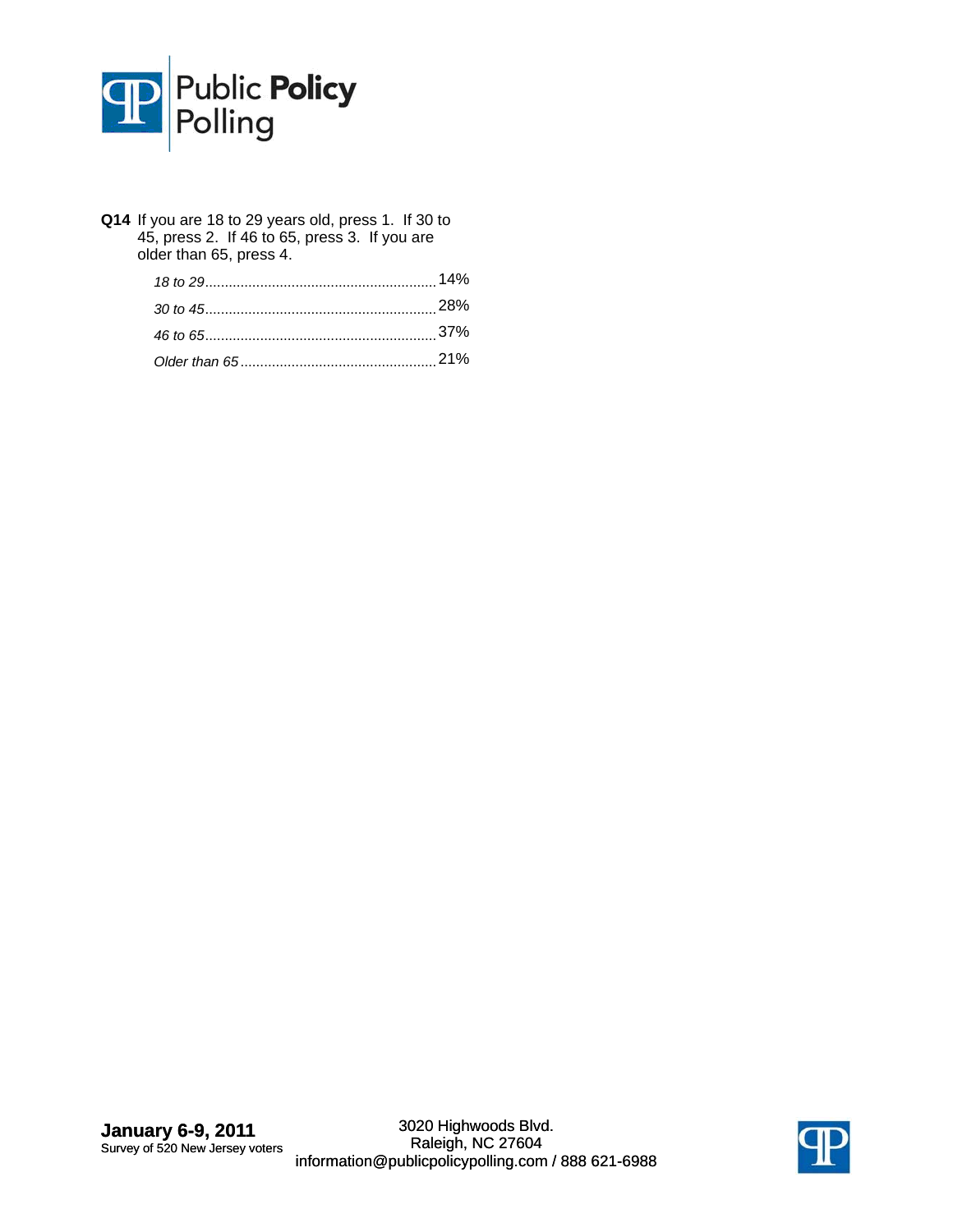**Q14** If you are 18 to 29 years old, press 1. If 30 to 45, press 2. If 46 to 65, press 3. If you are older than 65, press 4.

| | |
|---|---|
| *18 to 29* | 14% |
| *30 to 45* | 28% |
| *46 to 65* | 37% |
| *Older than 65* | 21% |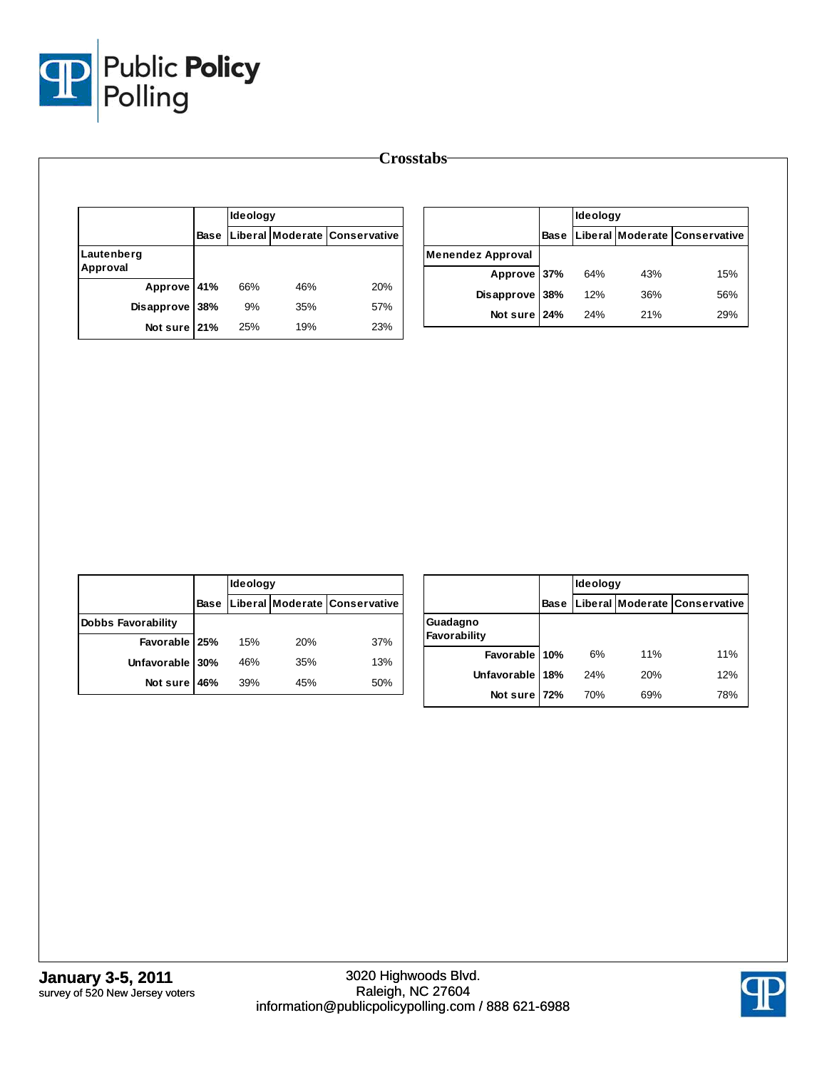## Crosstabs

| | Base | Ideology | | |
|---|---|---|---|---|
| | | Liberal | Moderate | Conservative |
| **Lautenberg Approval** | | | | |
| Approve | 41% | 66% | 46% | 20% |
| Disapprove | 38% | 9% | 35% | 57% |
| Not sure | 21% | 25% | 19% | 23% |

| | Base | Ideology | | |
|---|---|---|---|---|
| | | Liberal | Moderate | Conservative |
| **Menendez Approval** | | | | |
| Approve | 37% | 64% | 43% | 15% |
| Disapprove | 38% | 12% | 36% | 56% |
| Not sure | 24% | 24% | 21% | 29% |

| | Base | Ideology | | |
|---|---|---|---|---|
| | | Liberal | Moderate | Conservative |
| **Dobbs Favorability** | | | | |
| Favorable | 25% | 15% | 20% | 37% |
| Unfavorable | 30% | 46% | 35% | 13% |
| Not sure | 46% | 39% | 45% | 50% |

| | Base | Ideology | | |
|---|---|---|---|---|
| | | Liberal | Moderate | Conservative |
| **Guadagno Favorability** | | | | |
| Favorable | 10% | 6% | 11% | 11% |
| Unfavorable | 18% | 24% | 20% | 12% |
| Not sure | 72% | 70% | 69% | 78% |

**January 3-5, 2011**
survey of 520 New Jersey voters

3020 Highwoods Blvd.
Raleigh, NC 27604
information@publicpolicypolling.com / 888 621-6988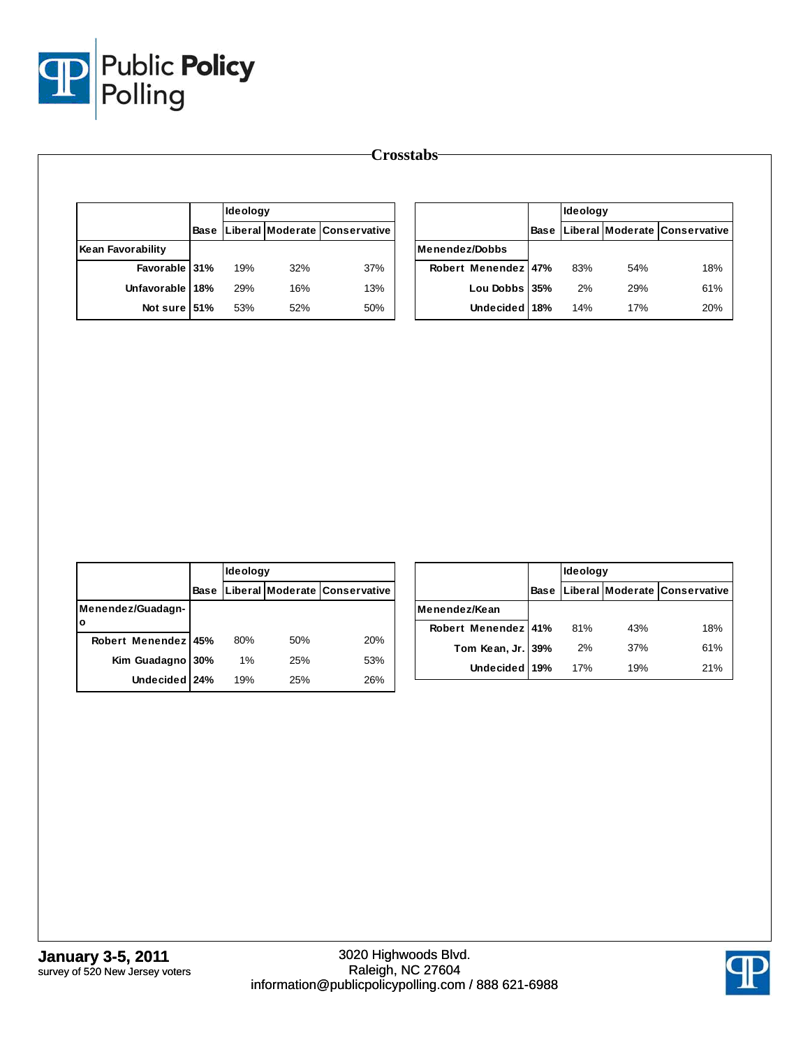## Crosstabs

| | | Ideology | | |
|---|---|---|---|---|
| | Base | Liberal | Moderate | Conservative |
| **Kean Favorability** | | | | |
| Favorable | 31% | 19% | 32% | 37% |
| Unfavorable | 18% | 29% | 16% | 13% |
| Not sure | 51% | 53% | 52% | 50% |

| | | Ideology | | |
|---|---|---|---|---|
| | Base | Liberal | Moderate | Conservative |
| **Menendez/Dobbs** | | | | |
| Robert Menendez | 47% | 83% | 54% | 18% |
| Lou Dobbs | 35% | 2% | 29% | 61% |
| Undecided | 18% | 14% | 17% | 20% |

| | | Ideology | | |
|---|---|---|---|---|
| | Base | Liberal | Moderate | Conservative |
| **Menendez/Guadagno** | | | | |
| Robert Menendez | 45% | 80% | 50% | 20% |
| Kim Guadagno | 30% | 1% | 25% | 53% |
| Undecided | 24% | 19% | 25% | 26% |

| | | Ideology | | |
|---|---|---|---|---|
| | Base | Liberal | Moderate | Conservative |
| **Menendez/Kean** | | | | |
| Robert Menendez | 41% | 81% | 43% | 18% |
| Tom Kean, Jr. | 39% | 2% | 37% | 61% |
| Undecided | 19% | 17% | 19% | 21% |

**January 3-5, 2011**
survey of 520 New Jersey voters

3020 Highwoods Blvd.
Raleigh, NC 27604
information@publicpolicypolling.com / 888 621-6988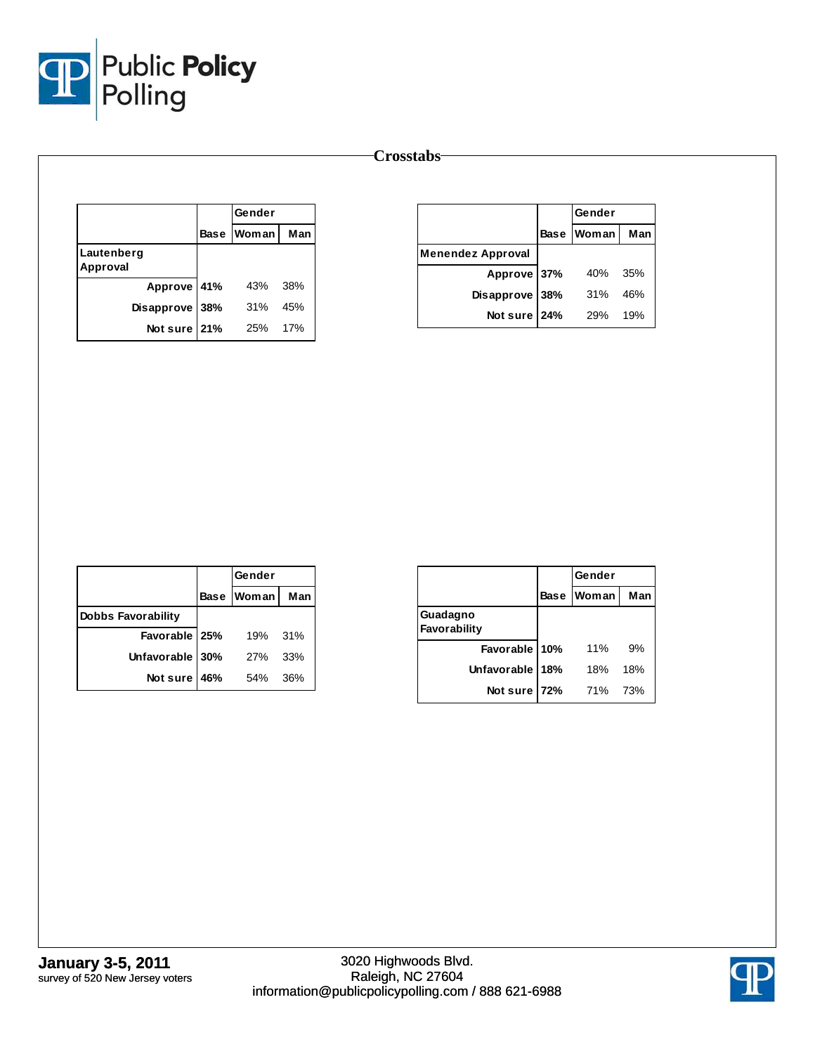## Crosstabs

| | | Gender | |
|---|---|---|---|
| | Base | Woman | Man |
| **Lautenberg Approval** | | | |
| Approve | 41% | 43% | 38% |
| Disapprove | 38% | 31% | 45% |
| Not sure | 21% | 25% | 17% |

| | | Gender | |
|---|---|---|---|
| | Base | Woman | Man |
| **Menendez Approval** | | | |
| Approve | 37% | 40% | 35% |
| Disapprove | 38% | 31% | 46% |
| Not sure | 24% | 29% | 19% |

| | | Gender | |
|---|---|---|---|
| | Base | Woman | Man |
| **Dobbs Favorability** | | | |
| Favorable | 25% | 19% | 31% |
| Unfavorable | 30% | 27% | 33% |
| Not sure | 46% | 54% | 36% |

| | | Gender | |
|---|---|---|---|
| | Base | Woman | Man |
| **Guadagno Favorability** | | | |
| Favorable | 10% | 11% | 9% |
| Unfavorable | 18% | 18% | 18% |
| Not sure | 72% | 71% | 73% |

**January 3-5, 2011**
survey of 520 New Jersey voters

3020 Highwoods Blvd.
Raleigh, NC 27604
information@publicpolicypolling.com / 888 621-6988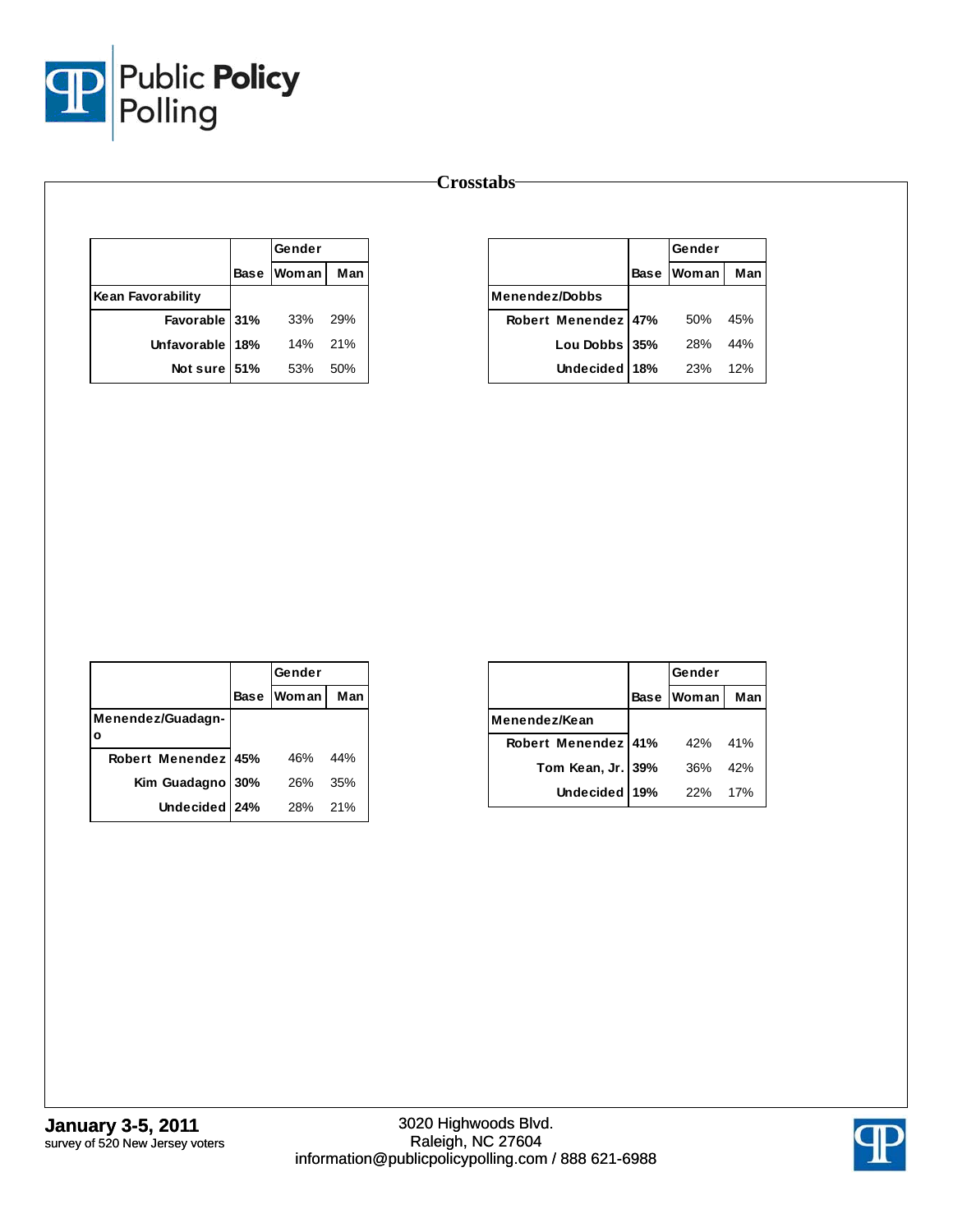# Crosstabs

| | Base | Gender | |
|---|---|---|---|
| | | Woman | Man |
| **Kean Favorability** | | | |
| Favorable | **31%** | 33% | 29% |
| Unfavorable | **18%** | 14% | 21% |
| Not sure | **51%** | 53% | 50% |

| | Base | Gender | |
|---|---|---|---|
| | | Woman | Man |
| **Menendez/Dobbs** | | | |
| Robert Menendez | **47%** | 50% | 45% |
| Lou Dobbs | **35%** | 28% | 44% |
| Undecided | **18%** | 23% | 12% |

| | Base | Gender | |
|---|---|---|---|
| | | Woman | Man |
| **Menendez/Guadagno** | | | |
| Robert Menendez | **45%** | 46% | 44% |
| Kim Guadagno | **30%** | 26% | 35% |
| Undecided | **24%** | 28% | 21% |

| | Base | Gender | |
|---|---|---|---|
| | | Woman | Man |
| **Menendez/Kean** | | | |
| Robert Menendez | **41%** | 42% | 41% |
| Tom Kean, Jr. | **39%** | 36% | 42% |
| Undecided | **19%** | 22% | 17% |

**January 3-5, 2011**
survey of 520 New Jersey voters

3020 Highwoods Blvd.
Raleigh, NC 27604
information@publicpolicypolling.com / 888 621-6988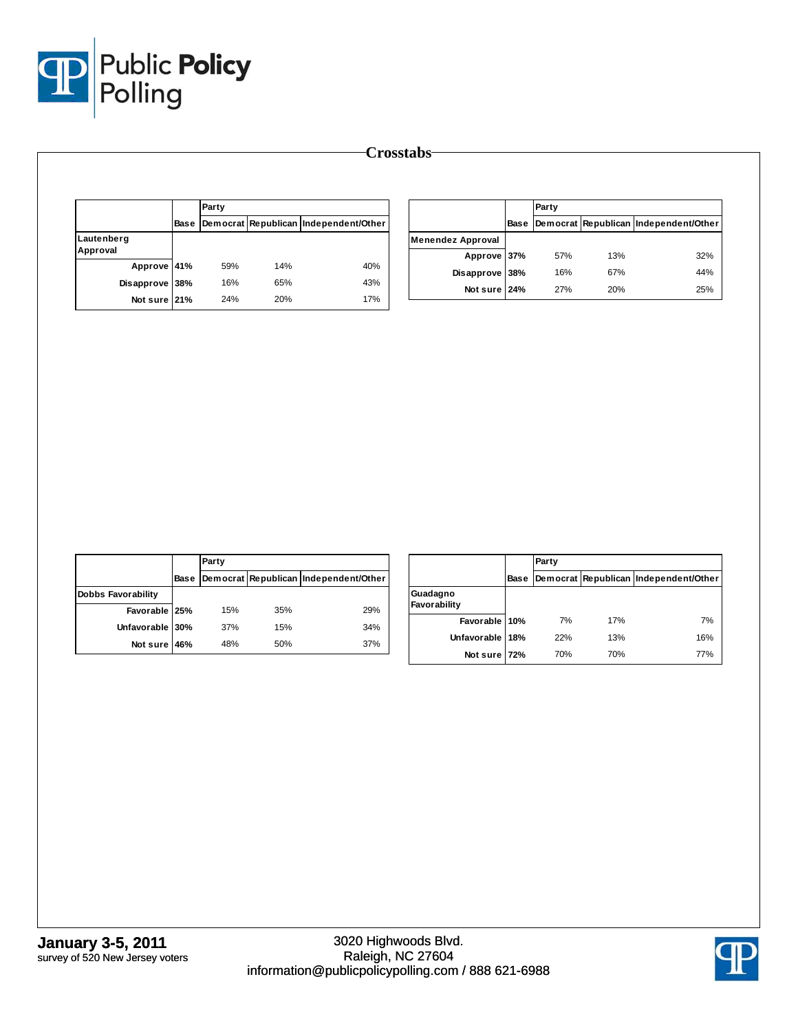# Crosstabs

| | | Party | | |
|---|---|---|---|---|
| | Base | Democrat | Republican | Independent/Other |
| **Lautenberg Approval** | | | | |
| Approve | 41% | 59% | 14% | 40% |
| Disapprove | 38% | 16% | 65% | 43% |
| Not sure | 21% | 24% | 20% | 17% |

| | | Party | | |
|---|---|---|---|---|
| | Base | Democrat | Republican | Independent/Other |
| **Menendez Approval** | | | | |
| Approve | 37% | 57% | 13% | 32% |
| Disapprove | 38% | 16% | 67% | 44% |
| Not sure | 24% | 27% | 20% | 25% |

| | | Party | | |
|---|---|---|---|---|
| | Base | Democrat | Republican | Independent/Other |
| **Dobbs Favorability** | | | | |
| Favorable | 25% | 15% | 35% | 29% |
| Unfavorable | 30% | 37% | 15% | 34% |
| Not sure | 46% | 48% | 50% | 37% |

| | | Party | | |
|---|---|---|---|---|
| | Base | Democrat | Republican | Independent/Other |
| **Guadagno Favorability** | | | | |
| Favorable | 10% | 7% | 17% | 7% |
| Unfavorable | 18% | 22% | 13% | 16% |
| Not sure | 72% | 70% | 70% | 77% |

**January 3-5, 2011**
survey of 520 New Jersey voters

3020 Highwoods Blvd.
Raleigh, NC 27604
information@publicpolicypolling.com / 888 621-6988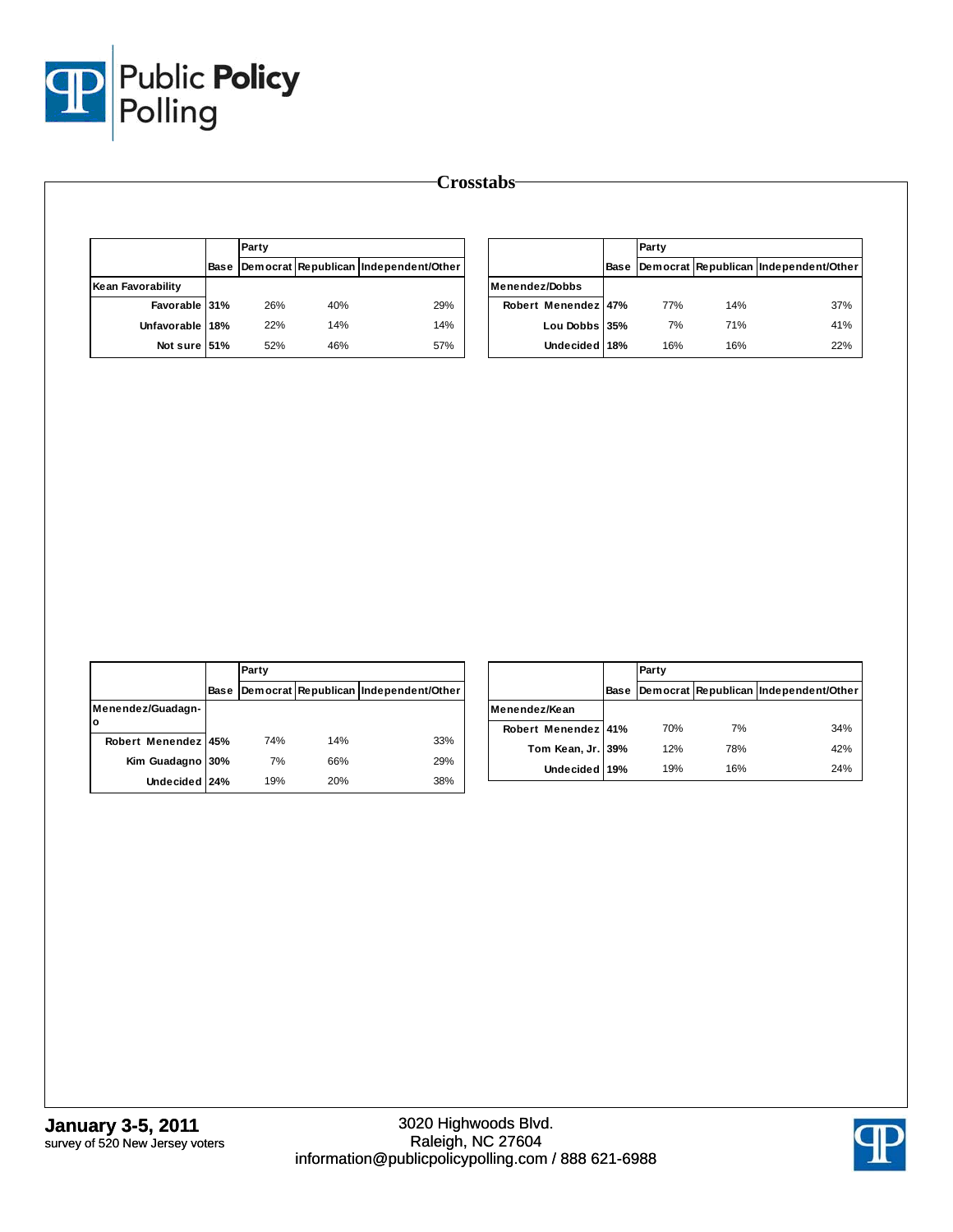## Crosstabs

| | | Party | | |
|---|---|---|---|---|
| | Base | Democrat | Republican | Independent/Other |
| **Kean Favorability** | | | | |
| Favorable | 31% | 26% | 40% | 29% |
| Unfavorable | 18% | 22% | 14% | 14% |
| Not sure | 51% | 52% | 46% | 57% |

| | | Party | | |
|---|---|---|---|---|
| | Base | Democrat | Republican | Independent/Other |
| **Menendez/Dobbs** | | | | |
| Robert Menendez | 47% | 77% | 14% | 37% |
| Lou Dobbs | 35% | 7% | 71% | 41% |
| Undecided | 18% | 16% | 16% | 22% |

| | | Party | | |
|---|---|---|---|---|
| | Base | Democrat | Republican | Independent/Other |
| **Menendez/Guadagno** | | | | |
| Robert Menendez | 45% | 74% | 14% | 33% |
| Kim Guadagno | 30% | 7% | 66% | 29% |
| Undecided | 24% | 19% | 20% | 38% |

| | | Party | | |
|---|---|---|---|---|
| | Base | Democrat | Republican | Independent/Other |
| **Menendez/Kean** | | | | |
| Robert Menendez | 41% | 70% | 7% | 34% |
| Tom Kean, Jr. | 39% | 12% | 78% | 42% |
| Undecided | 19% | 19% | 16% | 24% |

**January 3-5, 2011**
survey of 520 New Jersey voters

3020 Highwoods Blvd.
Raleigh, NC 27604
information@publicpolicypolling.com / 888 621-6988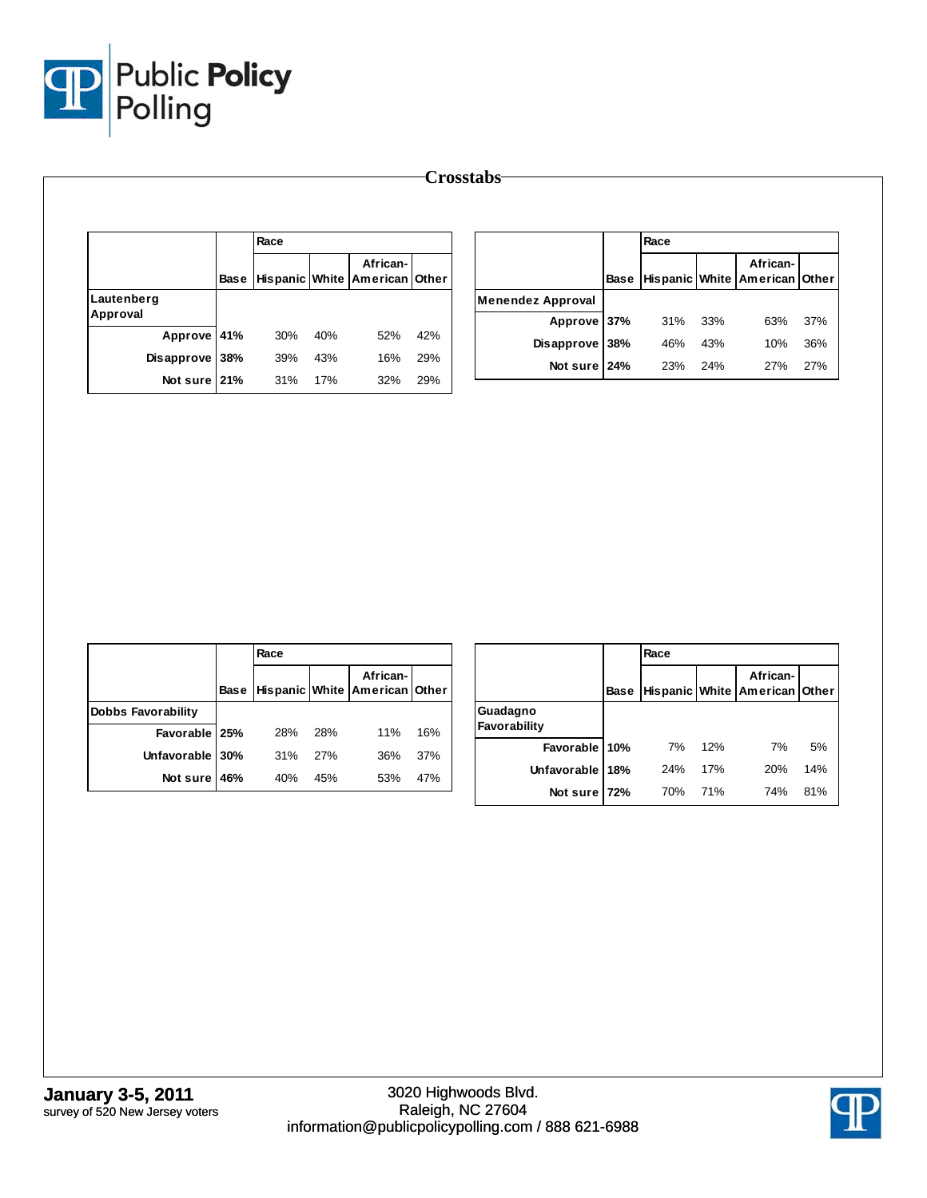# Crosstabs

| | Base | Race | | | |
|---|---|---|---|---|---|
| | | Hispanic | White | African-American | Other |
| **Lautenberg Approval** | | | | | |
| Approve | 41% | 30% | 40% | 52% | 42% |
| Disapprove | 38% | 39% | 43% | 16% | 29% |
| Not sure | 21% | 31% | 17% | 32% | 29% |

| | Base | Race | | | |
|---|---|---|---|---|---|
| | | Hispanic | White | African-American | Other |
| **Menendez Approval** | | | | | |
| Approve | 37% | 31% | 33% | 63% | 37% |
| Disapprove | 38% | 46% | 43% | 10% | 36% |
| Not sure | 24% | 23% | 24% | 27% | 27% |

| | Base | Race | | | |
|---|---|---|---|---|---|
| | | Hispanic | White | African-American | Other |
| **Dobbs Favorability** | | | | | |
| Favorable | 25% | 28% | 28% | 11% | 16% |
| Unfavorable | 30% | 31% | 27% | 36% | 37% |
| Not sure | 46% | 40% | 45% | 53% | 47% |

| | Base | Race | | | |
|---|---|---|---|---|---|
| | | Hispanic | White | African-American | Other |
| **Guadagno Favorability** | | | | | |
| Favorable | 10% | 7% | 12% | 7% | 5% |
| Unfavorable | 18% | 24% | 17% | 20% | 14% |
| Not sure | 72% | 70% | 71% | 74% | 81% |

**January 3-5, 2011**
survey of 520 New Jersey voters

3020 Highwoods Blvd.
Raleigh, NC 27604
information@publicpolicypolling.com / 888 621-6988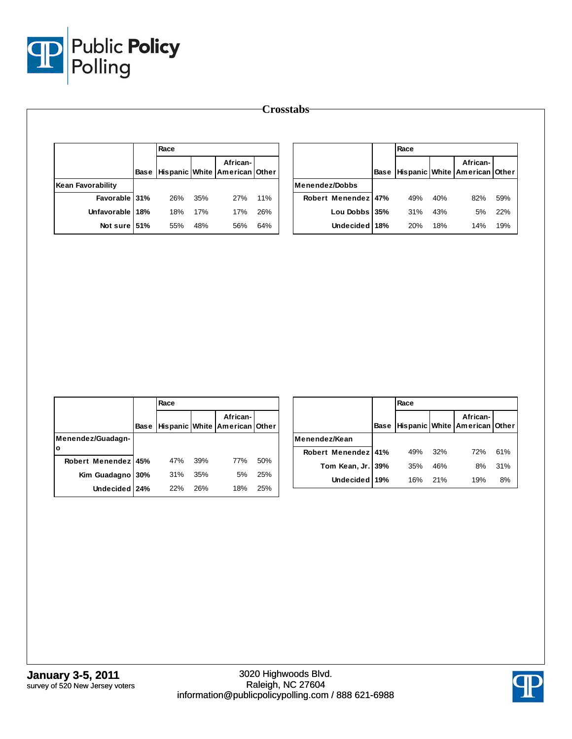## Crosstabs

| | Base | Race | | | |
|---|---|---|---|---|---|
| | | Hispanic | White | African-American | Other |
| **Kean Favorability** | | | | | |
| Favorable | 31% | 26% | 35% | 27% | 11% |
| Unfavorable | 18% | 18% | 17% | 17% | 26% |
| Not sure | 51% | 55% | 48% | 56% | 64% |

| | Base | Race | | | |
|---|---|---|---|---|---|
| | | Hispanic | White | African-American | Other |
| **Menendez/Dobbs** | | | | | |
| Robert Menendez | 47% | 49% | 40% | 82% | 59% |
| Lou Dobbs | 35% | 31% | 43% | 5% | 22% |
| Undecided | 18% | 20% | 18% | 14% | 19% |

| | Base | Race | | | |
|---|---|---|---|---|---|
| | | Hispanic | White | African-American | Other |
| **Menendez/Guadagno** | | | | | |
| Robert Menendez | 45% | 47% | 39% | 77% | 50% |
| Kim Guadagno | 30% | 31% | 35% | 5% | 25% |
| Undecided | 24% | 22% | 26% | 18% | 25% |

| | Base | Race | | | |
|---|---|---|---|---|---|
| | | Hispanic | White | African-American | Other |
| **Menendez/Kean** | | | | | |
| Robert Menendez | 41% | 49% | 32% | 72% | 61% |
| Tom Kean, Jr. | 39% | 35% | 46% | 8% | 31% |
| Undecided | 19% | 16% | 21% | 19% | 8% |

**January 3-5, 2011**
survey of 520 New Jersey voters

3020 Highwoods Blvd.
Raleigh, NC 27604
information@publicpolicypolling.com / 888 621-6988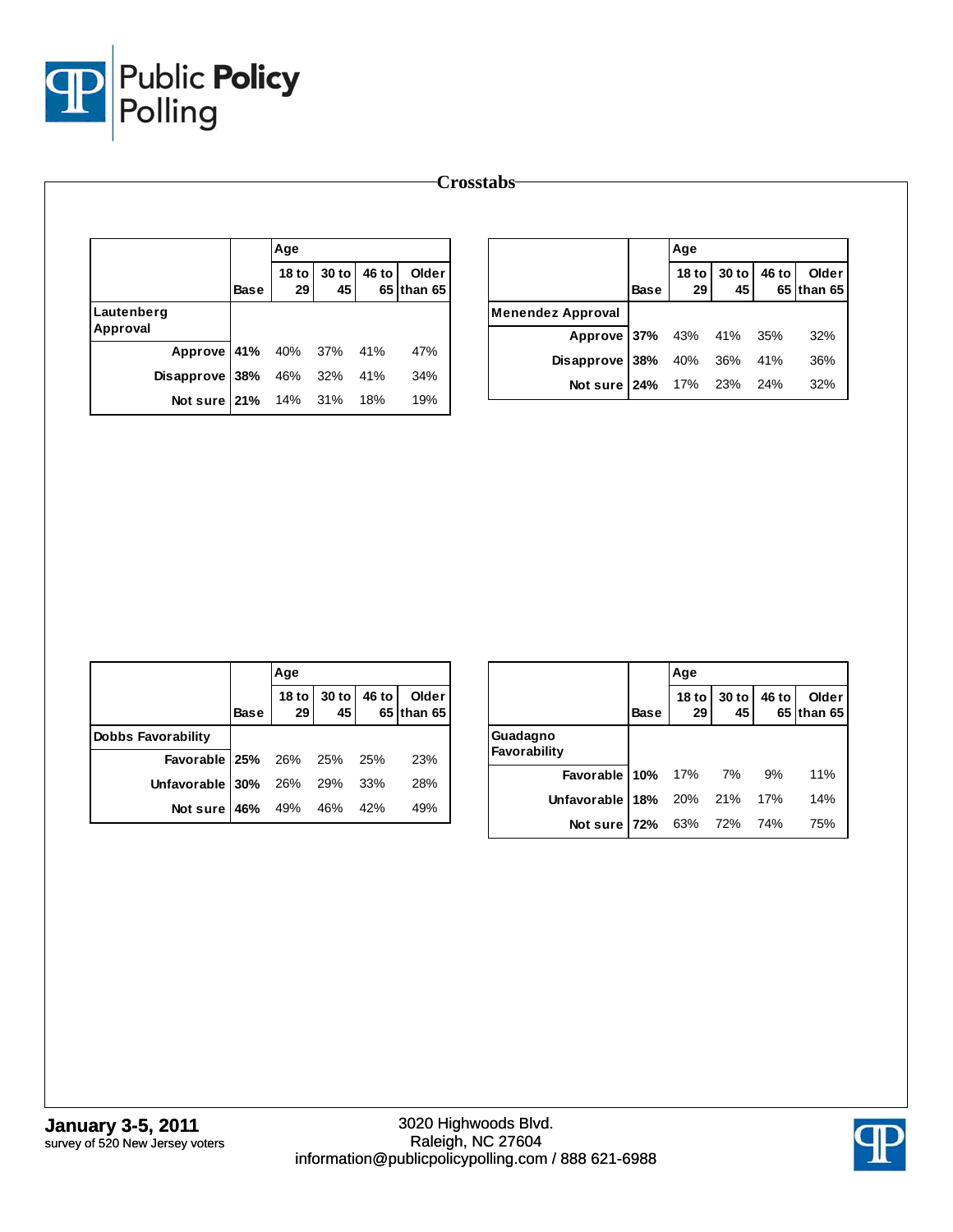# Crosstabs

| Lautenberg Approval | Base | Age: 18 to 29 | 30 to 45 | 46 to 65 | Older than 65 |
|---|---|---|---|---|---|
| Approve | **41%** | 40% | 37% | 41% | 47% |
| Disapprove | **38%** | 46% | 32% | 41% | 34% |
| Not sure | **21%** | 14% | 31% | 18% | 19% |

| Menendez Approval | Base | Age: 18 to 29 | 30 to 45 | 46 to 65 | Older than 65 |
|---|---|---|---|---|---|
| Approve | **37%** | 43% | 41% | 35% | 32% |
| Disapprove | **38%** | 40% | 36% | 41% | 36% |
| Not sure | **24%** | 17% | 23% | 24% | 32% |

| Dobbs Favorability | Base | Age: 18 to 29 | 30 to 45 | 46 to 65 | Older than 65 |
|---|---|---|---|---|---|
| Favorable | **25%** | 26% | 25% | 25% | 23% |
| Unfavorable | **30%** | 26% | 29% | 33% | 28% |
| Not sure | **46%** | 49% | 46% | 42% | 49% |

| Guadagno Favorability | Base | Age: 18 to 29 | 30 to 45 | 46 to 65 | Older than 65 |
|---|---|---|---|---|---|
| Favorable | **10%** | 17% | 7% | 9% | 11% |
| Unfavorable | **18%** | 20% | 21% | 17% | 14% |
| Not sure | **72%** | 63% | 72% | 74% | 75% |

**January 3-5, 2011**
survey of 520 New Jersey voters

3020 Highwoods Blvd.
Raleigh, NC 27604
information@publicpolicypolling.com / 888 621-6988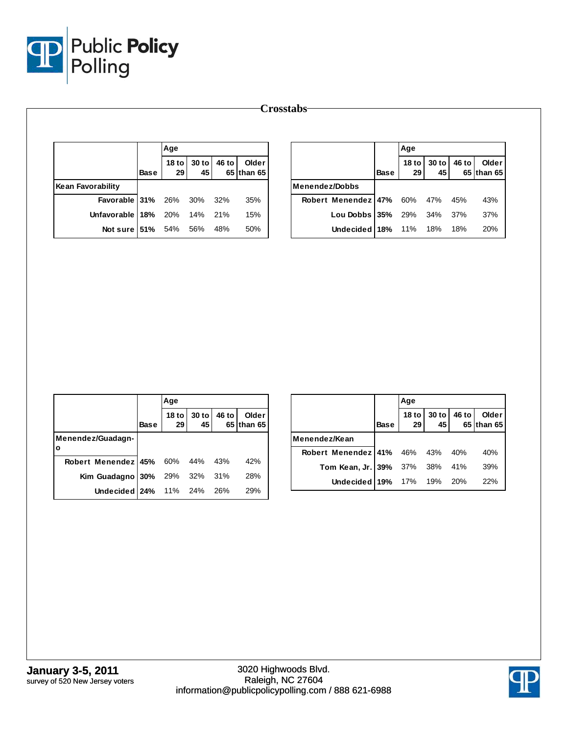# Crosstabs

| | Base | Age | | | |
|---|---|---|---|---|---|
| | | 18 to 29 | 30 to 45 | 46 to 65 | Older than 65 |
| **Kean Favorability** | | | | | |
| Favorable | 31% | 26% | 30% | 32% | 35% |
| Unfavorable | 18% | 20% | 14% | 21% | 15% |
| Not sure | 51% | 54% | 56% | 48% | 50% |

| | Base | Age | | | |
|---|---|---|---|---|---|
| | | 18 to 29 | 30 to 45 | 46 to 65 | Older than 65 |
| **Menendez/Dobbs** | | | | | |
| Robert Menendez | 47% | 60% | 47% | 45% | 43% |
| Lou Dobbs | 35% | 29% | 34% | 37% | 37% |
| Undecided | 18% | 11% | 18% | 18% | 20% |

| | Base | Age | | | |
|---|---|---|---|---|---|
| | | 18 to 29 | 30 to 45 | 46 to 65 | Older than 65 |
| **Menendez/Guadagno** | | | | | |
| Robert Menendez | 45% | 60% | 44% | 43% | 42% |
| Kim Guadagno | 30% | 29% | 32% | 31% | 28% |
| Undecided | 24% | 11% | 24% | 26% | 29% |

| | Base | Age | | | |
|---|---|---|---|---|---|
| | | 18 to 29 | 30 to 45 | 46 to 65 | Older than 65 |
| **Menendez/Kean** | | | | | |
| Robert Menendez | 41% | 46% | 43% | 40% | 40% |
| Tom Kean, Jr. | 39% | 37% | 38% | 41% | 39% |
| Undecided | 19% | 17% | 19% | 20% | 22% |

**January 3-5, 2011**
survey of 520 New Jersey voters

3020 Highwoods Blvd.
Raleigh, NC 27604
information@publicpolicypolling.com / 888 621-6988